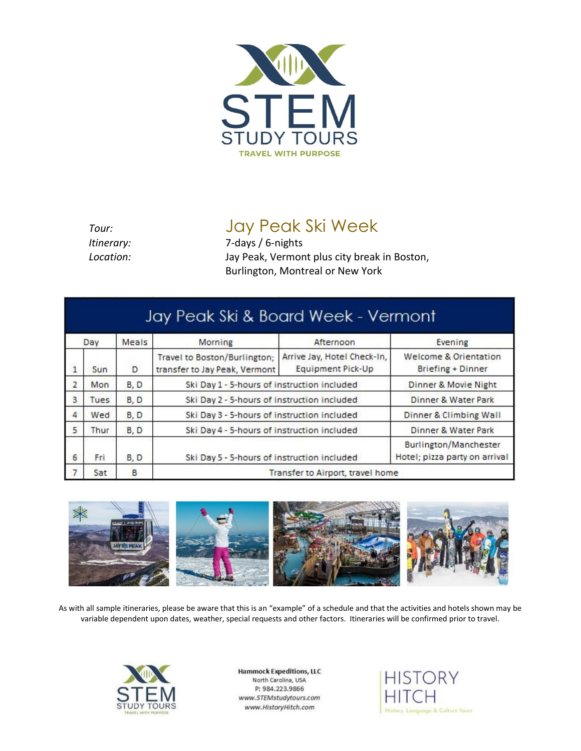STEM STUDY TOURS

TRAVEL WITH PURPOSE

*Tour:* Jay Peak Ski Week

*Itinerary:* 7-days / 6-nights

*Location:* Jay Peak, Vermont plus city break in Boston, Burlington, Montreal or New York

| Jay Peak Ski & Board Week - Vermont | | | | | |
|---|---|---|---|---|---|
| Day | | Meals | Morning | Afternoon | Evening |
| 1 | Sun | D | Travel to Boston/Burlington; transfer to Jay Peak, Vermont | Arrive Jay, Hotel Check-In, Equipment Pick-Up | Welcome & Orientation Briefing + Dinner |
| 2 | Mon | B, D | Ski Day 1 - 5-hours of instruction included | | Dinner & Movie Night |
| 3 | Tues | B, D | Ski Day 2 - 5-hours of instruction included | | Dinner & Water Park |
| 4 | Wed | B, D | Ski Day 3 - 5-hours of instruction included | | Dinner & Climbing Wall |
| 5 | Thur | B, D | Ski Day 4 - 5-hours of instruction included | | Dinner & Water Park |
| 6 | Fri | B, D | Ski Day 5 - 5-hours of instruction included | | Burlington/Manchester Hotel; pizza party on arrival |
| 7 | Sat | B | Transfer to Airport, travel home | | |

As with all sample itineraries, please be aware that this is an "example" of a schedule and that the activities and hotels shown may be variable dependent upon dates, weather, special requests and other factors. Itineraries will be confirmed prior to travel.

STEM STUDY TOURS — TRAVEL WITH PURPOSE

**Hammock Expeditions, LLC**
North Carolina, USA
P: 984.223.9866
*www.STEMstudytours.com*
*www.HistoryHitch.com*

HISTORY HITCH
History, Language & Culture Tours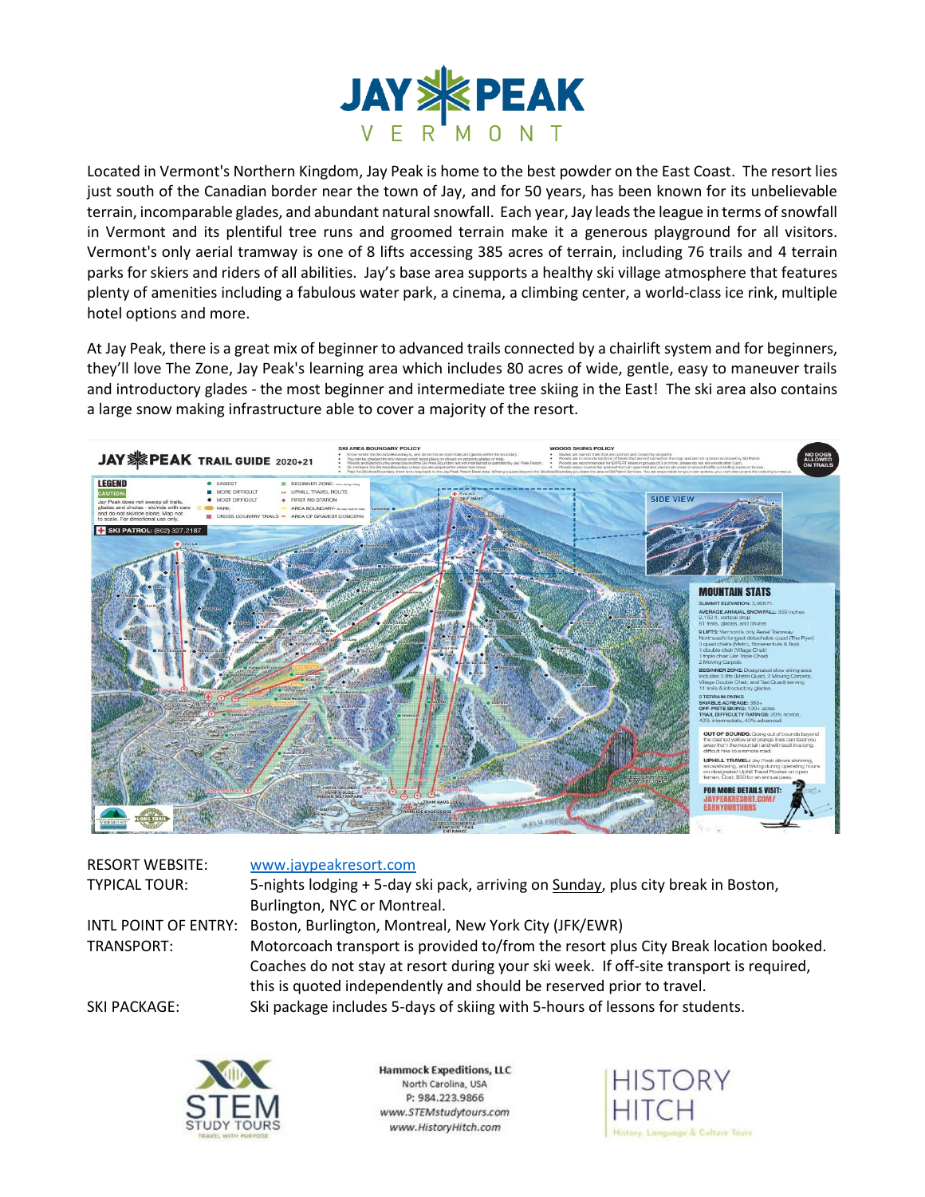# JAY PEAK

VERMONT

Located in Vermont's Northern Kingdom, Jay Peak is home to the best powder on the East Coast. The resort lies just south of the Canadian border near the town of Jay, and for 50 years, has been known for its unbelievable terrain, incomparable glades, and abundant natural snowfall. Each year, Jay leads the league in terms of snowfall in Vermont and its plentiful tree runs and groomed terrain make it a generous playground for all visitors. Vermont's only aerial tramway is one of 8 lifts accessing 385 acres of terrain, including 76 trails and 4 terrain parks for skiers and riders of all abilities. Jay's base area supports a healthy ski village atmosphere that features plenty of amenities including a fabulous water park, a cinema, a climbing center, a world-class ice rink, multiple hotel options and more.

At Jay Peak, there is a great mix of beginner to advanced trails connected by a chairlift system and for beginners, they'll love The Zone, Jay Peak's learning area which includes 80 acres of wide, gentle, easy to maneuver trails and introductory glades - the most beginner and intermediate tree skiing in the East! The ski area also contains a large snow making infrastructure able to cover a majority of the resort.

| | |
|---|---|
| RESORT WEBSITE: | www.jaypeakresort.com |
| TYPICAL TOUR: | 5-nights lodging + 5-day ski pack, arriving on Sunday, plus city break in Boston, Burlington, NYC or Montreal. |
| INTL POINT OF ENTRY: | Boston, Burlington, Montreal, New York City (JFK/EWR) |
| TRANSPORT: | Motorcoach transport is provided to/from the resort plus City Break location booked. Coaches do not stay at resort during your ski week. If off-site transport is required, this is quoted independently and should be reserved prior to travel. |
| SKI PACKAGE: | Ski package includes 5-days of skiing with 5-hours of lessons for students. |

Hammock Expeditions, LLC
North Carolina, USA
P: 984.223.9866
www.STEMstudytours.com
www.HistoryHitch.com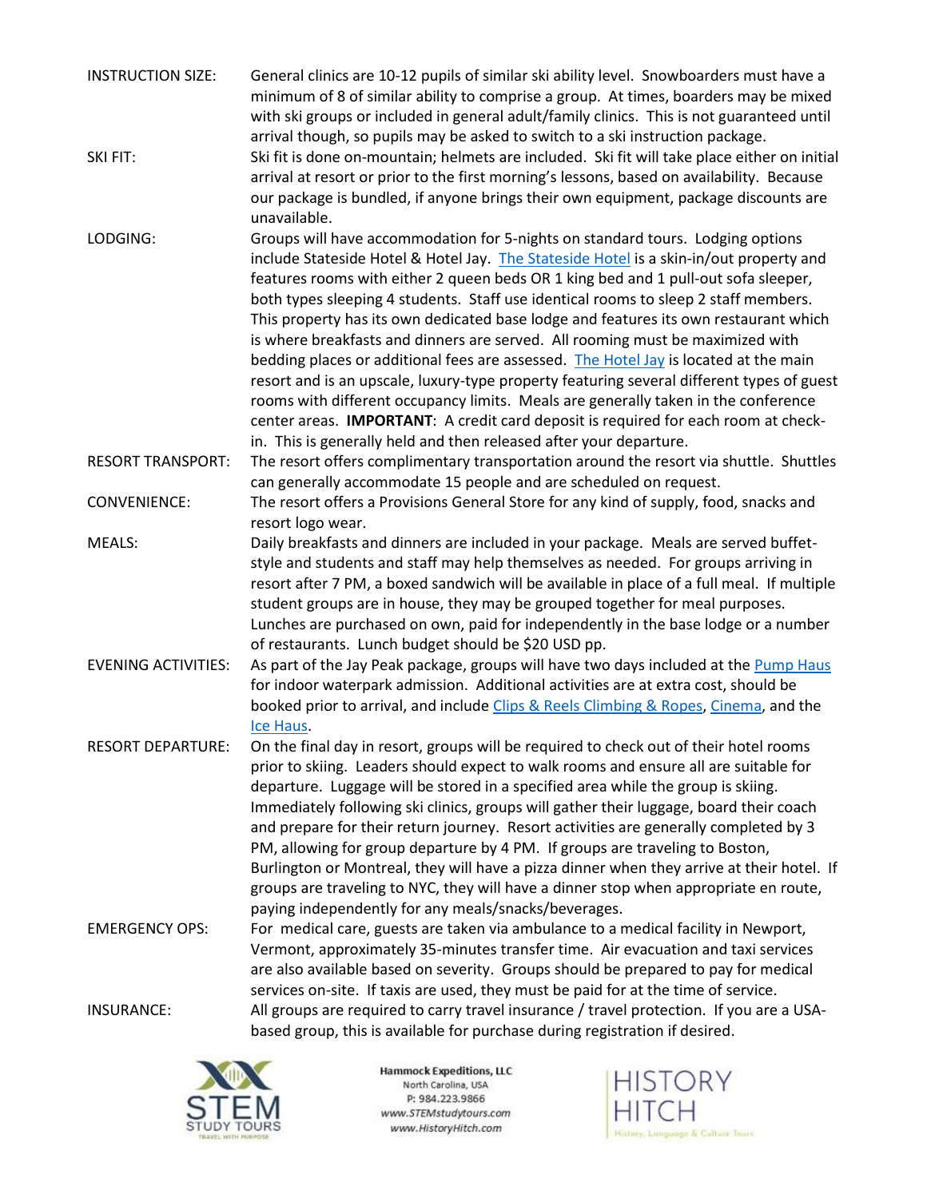**INSTRUCTION SIZE:** General clinics are 10-12 pupils of similar ski ability level. Snowboarders must have a minimum of 8 of similar ability to comprise a group. At times, boarders may be mixed with ski groups or included in general adult/family clinics. This is not guaranteed until arrival though, so pupils may be asked to switch to a ski instruction package.

**SKI FIT:** Ski fit is done on-mountain; helmets are included. Ski fit will take place either on initial arrival at resort or prior to the first morning's lessons, based on availability. Because our package is bundled, if anyone brings their own equipment, package discounts are unavailable.

**LODGING:** Groups will have accommodation for 5-nights on standard tours. Lodging options include Stateside Hotel & Hotel Jay. The Stateside Hotel is a skin-in/out property and features rooms with either 2 queen beds OR 1 king bed and 1 pull-out sofa sleeper, both types sleeping 4 students. Staff use identical rooms to sleep 2 staff members. This property has its own dedicated base lodge and features its own restaurant which is where breakfasts and dinners are served. All rooming must be maximized with bedding places or additional fees are assessed. The Hotel Jay is located at the main resort and is an upscale, luxury-type property featuring several different types of guest rooms with different occupancy limits. Meals are generally taken in the conference center areas. **IMPORTANT**: A credit card deposit is required for each room at check-in. This is generally held and then released after your departure.

**RESORT TRANSPORT:** The resort offers complimentary transportation around the resort via shuttle. Shuttles can generally accommodate 15 people and are scheduled on request.

**CONVENIENCE:** The resort offers a Provisions General Store for any kind of supply, food, snacks and resort logo wear.

**MEALS:** Daily breakfasts and dinners are included in your package. Meals are served buffet-style and students and staff may help themselves as needed. For groups arriving in resort after 7 PM, a boxed sandwich will be available in place of a full meal. If multiple student groups are in house, they may be grouped together for meal purposes. Lunches are purchased on own, paid for independently in the base lodge or a number of restaurants. Lunch budget should be $20 USD pp.

**EVENING ACTIVITIES:** As part of the Jay Peak package, groups will have two days included at the Pump Haus for indoor waterpark admission. Additional activities are at extra cost, should be booked prior to arrival, and include Clips & Reels Climbing & Ropes, Cinema, and the Ice Haus.

**RESORT DEPARTURE:** On the final day in resort, groups will be required to check out of their hotel rooms prior to skiing. Leaders should expect to walk rooms and ensure all are suitable for departure. Luggage will be stored in a specified area while the group is skiing. Immediately following ski clinics, groups will gather their luggage, board their coach and prepare for their return journey. Resort activities are generally completed by 3 PM, allowing for group departure by 4 PM. If groups are traveling to Boston, Burlington or Montreal, they will have a pizza dinner when they arrive at their hotel. If groups are traveling to NYC, they will have a dinner stop when appropriate en route, paying independently for any meals/snacks/beverages.

**EMERGENCY OPS:** For medical care, guests are taken via ambulance to a medical facility in Newport, Vermont, approximately 35-minutes transfer time. Air evacuation and taxi services are also available based on severity. Groups should be prepared to pay for medical services on-site. If taxis are used, they must be paid for at the time of service.

**INSURANCE:** All groups are required to carry travel insurance / travel protection. If you are a USA-based group, this is available for purchase during registration if desired.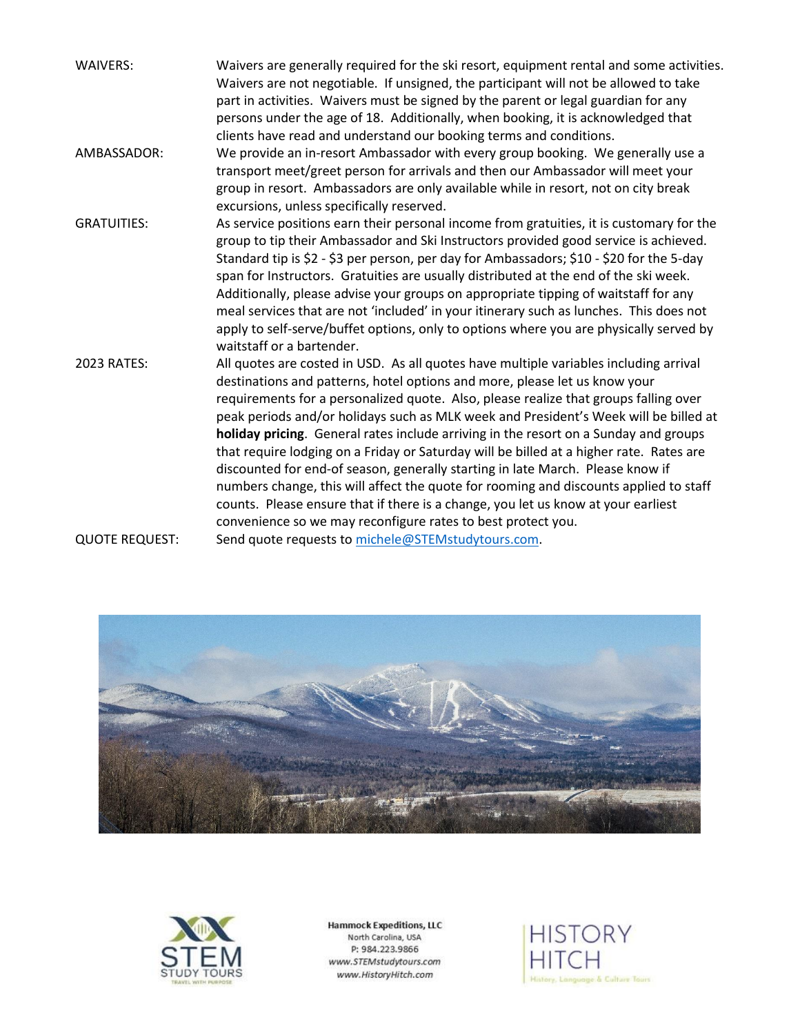| | |
|---|---|
| WAIVERS: | Waivers are generally required for the ski resort, equipment rental and some activities. Waivers are not negotiable. If unsigned, the participant will not be allowed to take part in activities. Waivers must be signed by the parent or legal guardian for any persons under the age of 18. Additionally, when booking, it is acknowledged that clients have read and understand our booking terms and conditions. |
| AMBASSADOR: | We provide an in-resort Ambassador with every group booking. We generally use a transport meet/greet person for arrivals and then our Ambassador will meet your group in resort. Ambassadors are only available while in resort, not on city break excursions, unless specifically reserved. |
| GRATUITIES: | As service positions earn their personal income from gratuities, it is customary for the group to tip their Ambassador and Ski Instructors provided good service is achieved. Standard tip is \$2 - \$3 per person, per day for Ambassadors; \$10 - \$20 for the 5-day span for Instructors. Gratuities are usually distributed at the end of the ski week. Additionally, please advise your groups on appropriate tipping of waitstaff for any meal services that are not 'included' in your itinerary such as lunches. This does not apply to self-serve/buffet options, only to options where you are physically served by waitstaff or a bartender. |
| 2023 RATES: | All quotes are costed in USD. As all quotes have multiple variables including arrival destinations and patterns, hotel options and more, please let us know your requirements for a personalized quote. Also, please realize that groups falling over peak periods and/or holidays such as MLK week and President's Week will be billed at **holiday pricing**. General rates include arriving in the resort on a Sunday and groups that require lodging on a Friday or Saturday will be billed at a higher rate. Rates are discounted for end-of season, generally starting in late March. Please know if numbers change, this will affect the quote for rooming and discounts applied to staff counts. Please ensure that if there is a change, you let us know at your earliest convenience so we may reconfigure rates to best protect you. |
| QUOTE REQUEST: | Send quote requests to [michele@STEMstudytours.com](mailto:michele@STEMstudytours.com). |

STEM STUDY TOURS — TRAVEL WITH PURPOSE

**Hammock Expeditions, LLC**
North Carolina, USA
P: 984.223.9866
*www.STEMstudytours.com*
*www.HistoryHitch.com*

HISTORY HITCH — History, Language & Culture Tours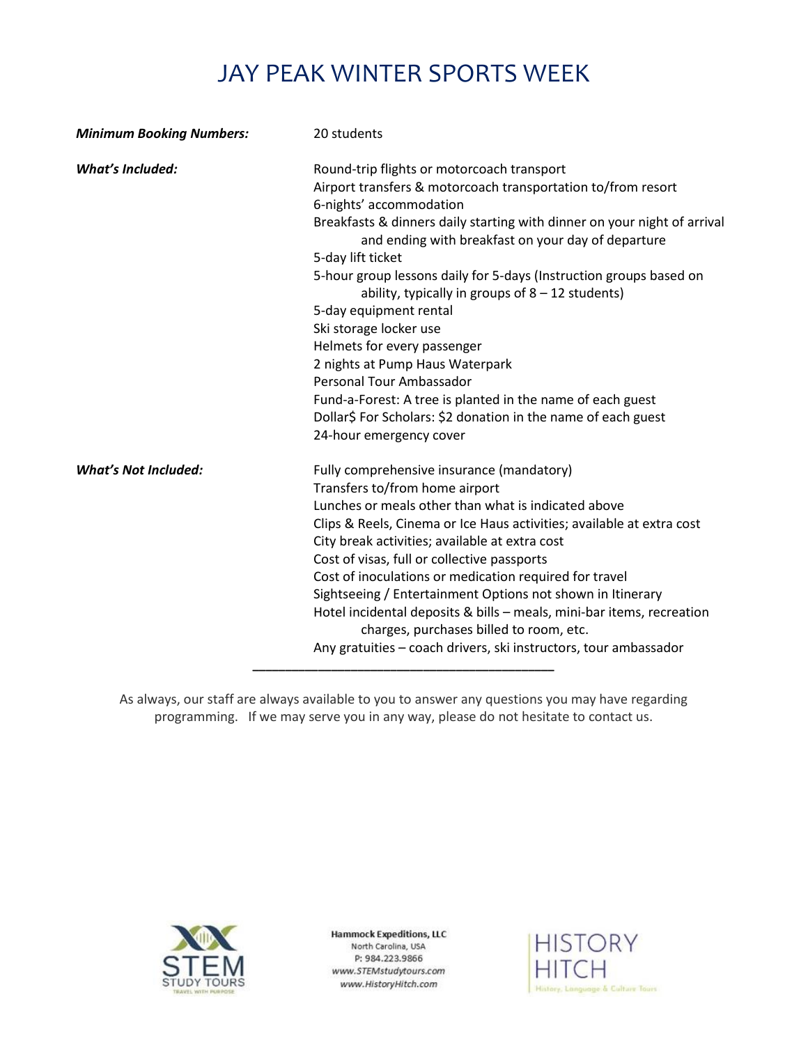# JAY PEAK WINTER SPORTS WEEK

| | |
|---|---|
| ***Minimum Booking Numbers:*** | 20 students |
| ***What's Included:*** | Round-trip flights or motorcoach transport<br>Airport transfers & motorcoach transportation to/from resort<br>6-nights' accommodation<br>Breakfasts & dinners daily starting with dinner on your night of arrival and ending with breakfast on your day of departure<br>5-day lift ticket<br>5-hour group lessons daily for 5-days (Instruction groups based on ability, typically in groups of 8 – 12 students)<br>5-day equipment rental<br>Ski storage locker use<br>Helmets for every passenger<br>2 nights at Pump Haus Waterpark<br>Personal Tour Ambassador<br>Fund-a-Forest: A tree is planted in the name of each guest<br>Dollar$ For Scholars: $2 donation in the name of each guest<br>24-hour emergency cover |
| ***What's Not Included:*** | Fully comprehensive insurance (mandatory)<br>Transfers to/from home airport<br>Lunches or meals other than what is indicated above<br>Clips & Reels, Cinema or Ice Haus activities; available at extra cost<br>City break activities; available at extra cost<br>Cost of visas, full or collective passports<br>Cost of inoculations or medication required for travel<br>Sightseeing / Entertainment Options not shown in Itinerary<br>Hotel incidental deposits & bills – meals, mini-bar items, recreation charges, purchases billed to room, etc.<br>Any gratuities – coach drivers, ski instructors, tour ambassador |

---

As always, our staff are always available to you to answer any questions you may have regarding programming. If we may serve you in any way, please do not hesitate to contact us.

STEM STUDY TOURS
TRAVEL WITH PURPOSE

**Hammock Expeditions, LLC**
North Carolina, USA
P: 984.223.9866
*www.STEMstudytours.com*
*www.HistoryHitch.com*

HISTORY HITCH
History, Language & Culture Tours